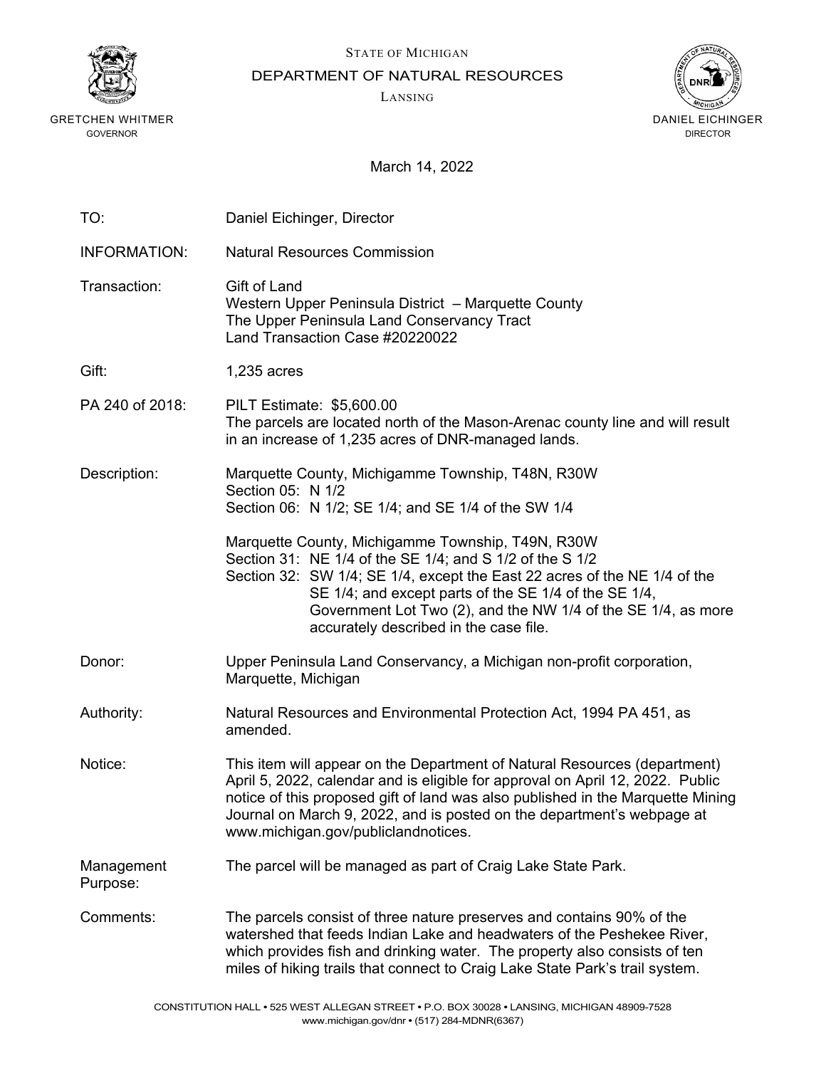STATE OF MICHIGAN

DEPARTMENT OF NATURAL RESOURCES

LANSING

GRETCHEN WHITMER
GOVERNOR

DANIEL EICHINGER
DIRECTOR

March 14, 2022

TO: Daniel Eichinger, Director

INFORMATION: Natural Resources Commission

Transaction: Gift of Land
Western Upper Peninsula District – Marquette County
The Upper Peninsula Land Conservancy Tract
Land Transaction Case #20220022

Gift: 1,235 acres

PA 240 of 2018: PILT Estimate: $5,600.00
The parcels are located north of the Mason-Arenac county line and will result in an increase of 1,235 acres of DNR-managed lands.

Description: Marquette County, Michigamme Township, T48N, R30W
Section 05: N 1/2
Section 06: N 1/2; SE 1/4; and SE 1/4 of the SW 1/4

Marquette County, Michigamme Township, T49N, R30W
Section 31: NE 1/4 of the SE 1/4; and S 1/2 of the S 1/2
Section 32: SW 1/4; SE 1/4, except the East 22 acres of the NE 1/4 of the SE 1/4; and except parts of the SE 1/4 of the SE 1/4, Government Lot Two (2), and the NW 1/4 of the SE 1/4, as more accurately described in the case file.

Donor: Upper Peninsula Land Conservancy, a Michigan non-profit corporation, Marquette, Michigan

Authority: Natural Resources and Environmental Protection Act, 1994 PA 451, as amended.

Notice: This item will appear on the Department of Natural Resources (department) April 5, 2022, calendar and is eligible for approval on April 12, 2022. Public notice of this proposed gift of land was also published in the Marquette Mining Journal on March 9, 2022, and is posted on the department's webpage at www.michigan.gov/publiclandnotices.

Management Purpose: The parcel will be managed as part of Craig Lake State Park.

Comments: The parcels consist of three nature preserves and contains 90% of the watershed that feeds Indian Lake and headwaters of the Peshekee River, which provides fish and drinking water. The property also consists of ten miles of hiking trails that connect to Craig Lake State Park's trail system.

CONSTITUTION HALL • 525 WEST ALLEGAN STREET • P.O. BOX 30028 • LANSING, MICHIGAN 48909-7528
www.michigan.gov/dnr • (517) 284-MDNR(6367)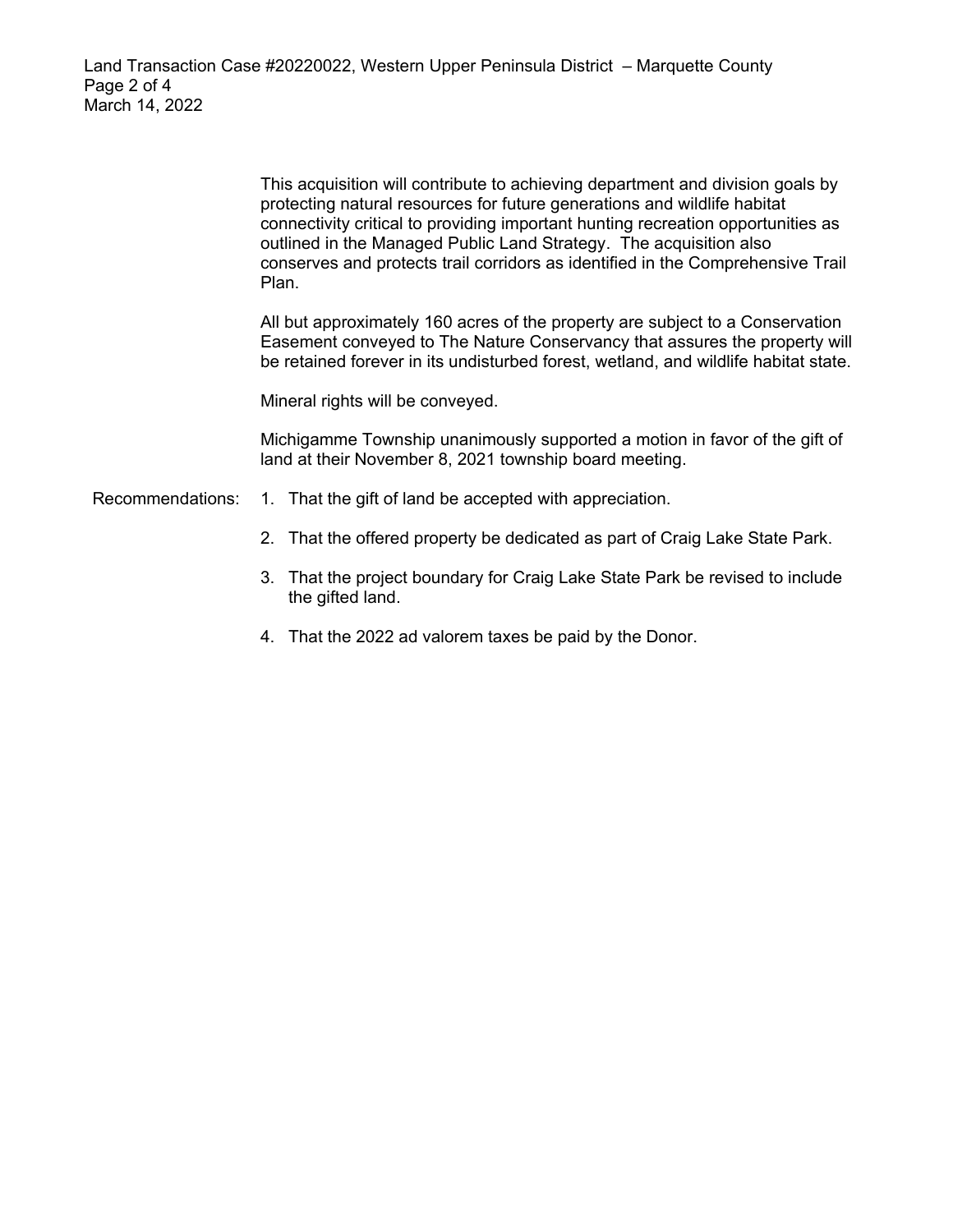This acquisition will contribute to achieving department and division goals by protecting natural resources for future generations and wildlife habitat connectivity critical to providing important hunting recreation opportunities as outlined in the Managed Public Land Strategy. The acquisition also conserves and protects trail corridors as identified in the Comprehensive Trail Plan.

All but approximately 160 acres of the property are subject to a Conservation Easement conveyed to The Nature Conservancy that assures the property will be retained forever in its undisturbed forest, wetland, and wildlife habitat state.

Mineral rights will be conveyed.

Michigamme Township unanimously supported a motion in favor of the gift of land at their November 8, 2021 township board meeting.

Recommendations:

1. That the gift of land be accepted with appreciation.
2. That the offered property be dedicated as part of Craig Lake State Park.
3. That the project boundary for Craig Lake State Park be revised to include the gifted land.
4. That the 2022 ad valorem taxes be paid by the Donor.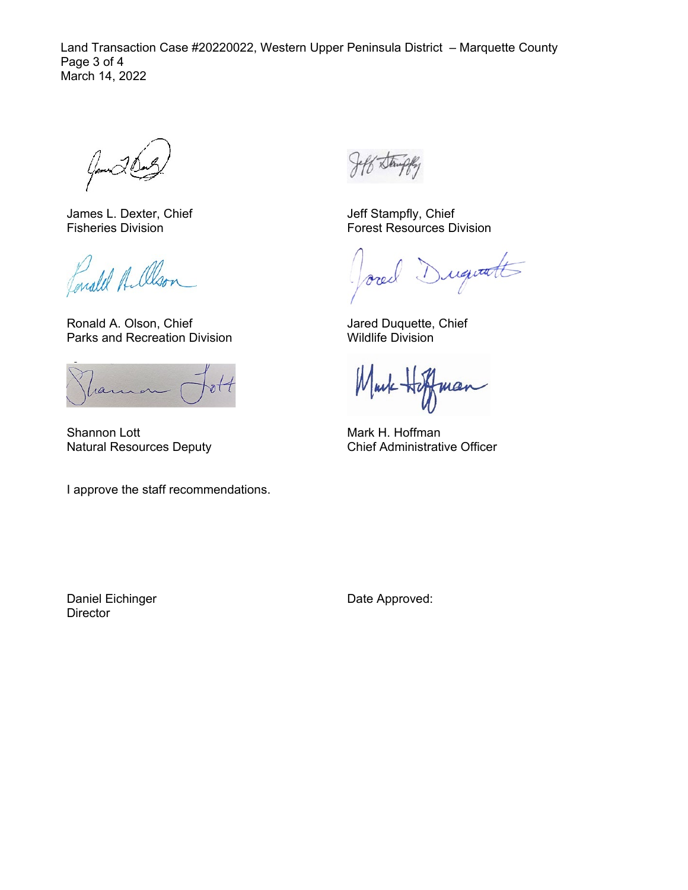James L. Dexter, Chief
Fisheries Division

Jeff Stampfly, Chief
Forest Resources Division

Ronald A. Olson, Chief
Parks and Recreation Division

Jared Duquette, Chief
Wildlife Division

Shannon Lott
Natural Resources Deputy

Mark H. Hoffman
Chief Administrative Officer

I approve the staff recommendations.

Daniel Eichinger
Director

Date Approved: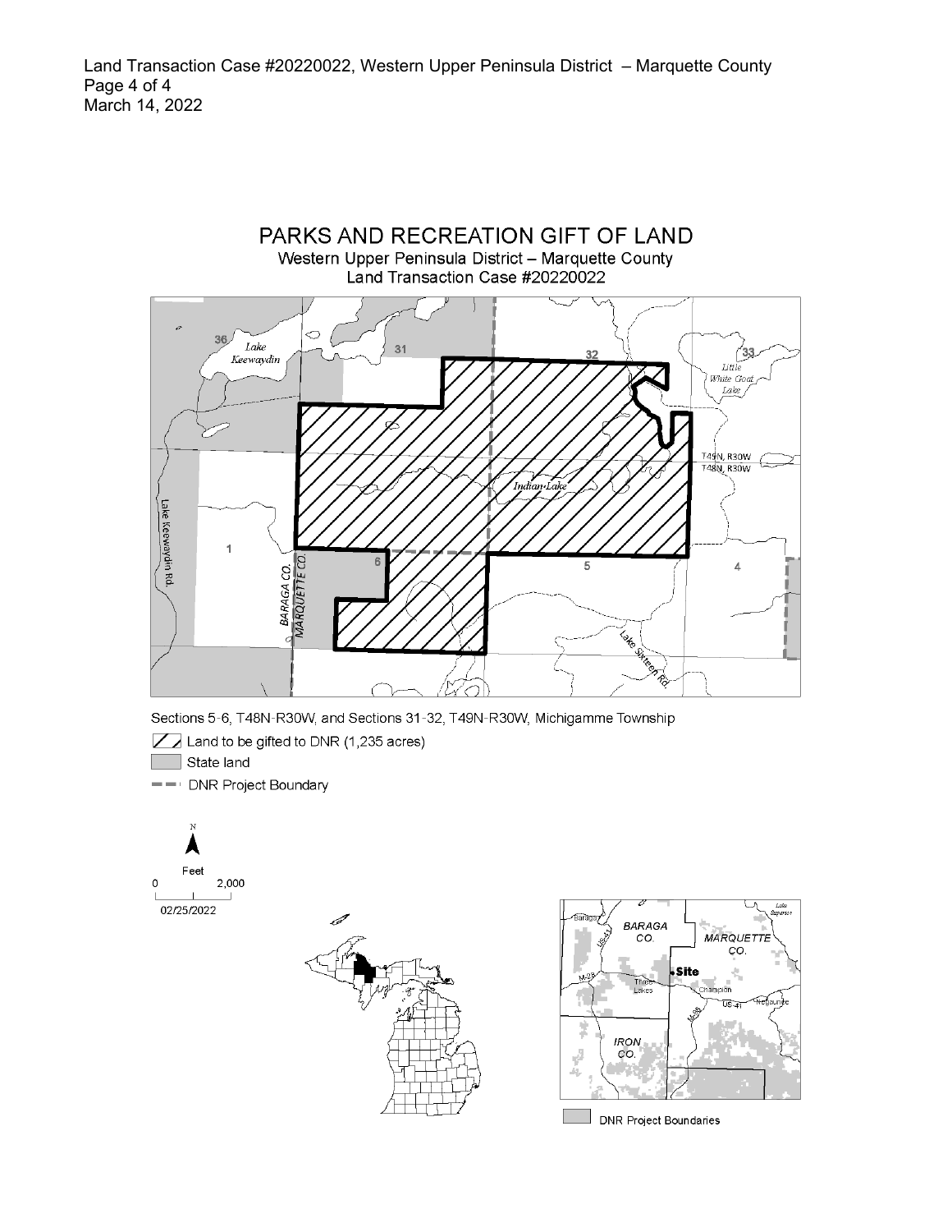# PARKS AND RECREATION GIFT OF LAND

Western Upper Peninsula District – Marquette County

Land Transaction Case #20220022

36

Lake Keewaydin

31

32

33

Little White Goat Lake

T49N, R30W

T48N, R30W

Indian Lake

Lake Keewaydin Rd.

1

6

5

4

BARAGA CO.

MARQUETTE CO.

Lake Sixteen Rd.

Sections 5-6, T48N-R30W, and Sections 31-32, T49N-R30W, Michigamme Township

Land to be gifted to DNR (1,235 acres)

State land

DNR Project Boundary

N

Feet

0 2,000

02/25/2022

Baraga

BARAGA CO.

MARQUETTE CO.

Lake Superior

US-41

M-28

Site

Three Lakes

Champion

US-41

Negaunee

M-95

IRON CO.

DNR Project Boundaries